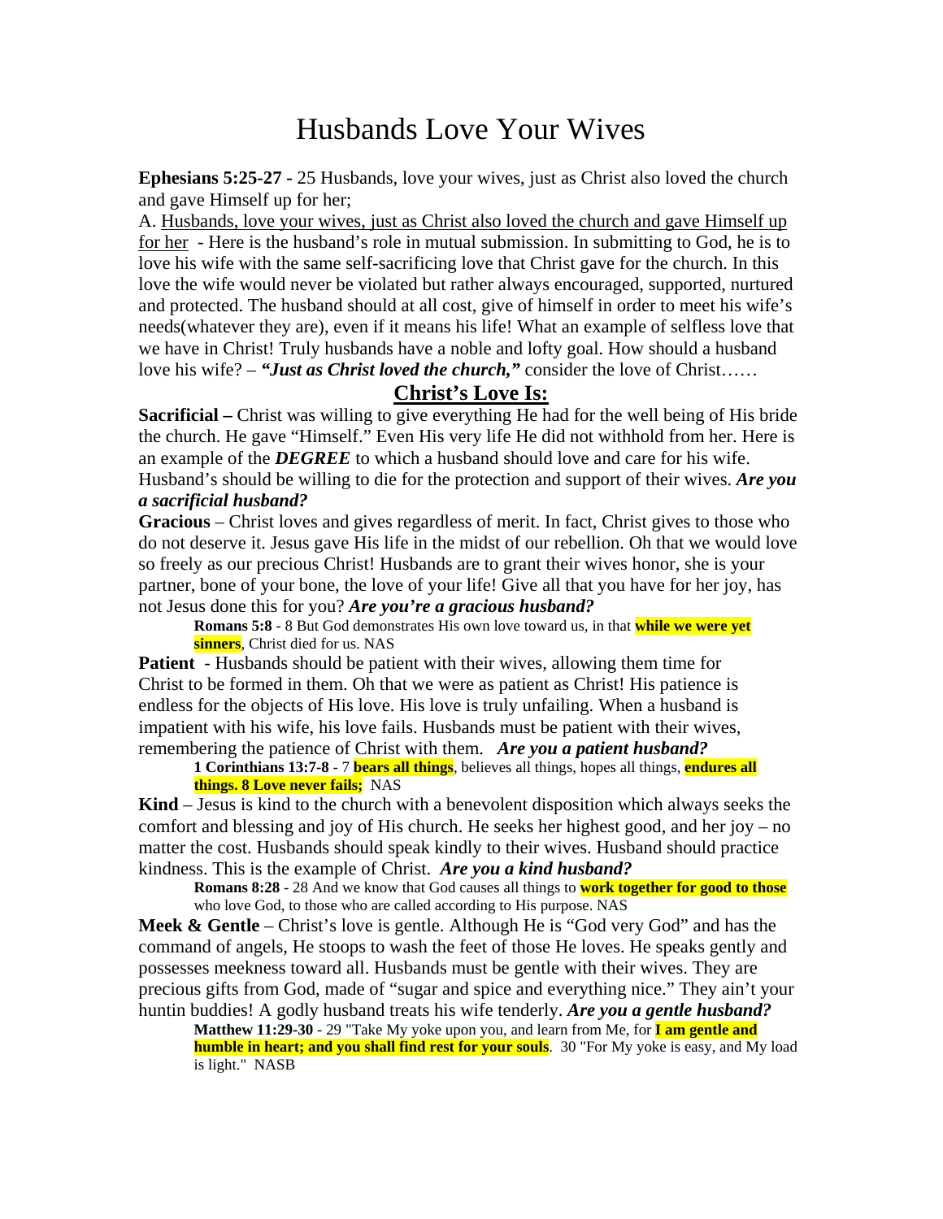# Husbands Love Your Wives

**Ephesians 5:25-27 -** 25 Husbands, love your wives, just as Christ also loved the church and gave Himself up for her;

A. <u>Husbands, love your wives, just as Christ also loved the church and gave Himself up for her</u> - Here is the husband's role in mutual submission. In submitting to God, he is to love his wife with the same self-sacrificing love that Christ gave for the church. In this love the wife would never be violated but rather always encouraged, supported, nurtured and protected. The husband should at all cost, give of himself in order to meet his wife's needs(whatever they are), even if it means his life! What an example of selfless love that we have in Christ! Truly husbands have a noble and lofty goal. How should a husband love his wife? – ***"Just as Christ loved the church,"*** consider the love of Christ……

## <u>Christ's Love Is:</u>

**Sacrificial –** Christ was willing to give everything He had for the well being of His bride the church. He gave "Himself." Even His very life He did not withhold from her. Here is an example of the ***DEGREE*** to which a husband should love and care for his wife. Husband's should be willing to die for the protection and support of their wives. ***Are you a sacrificial husband?***

**Gracious** – Christ loves and gives regardless of merit. In fact, Christ gives to those who do not deserve it. Jesus gave His life in the midst of our rebellion. Oh that we would love so freely as our precious Christ! Husbands are to grant their wives honor, she is your partner, bone of your bone, the love of your life! Give all that you have for her joy, has not Jesus done this for you? ***Are you're a gracious husband?***

> **Romans 5:8** - 8 But God demonstrates His own love toward us, in that **while we were yet sinners**, Christ died for us. NAS

**Patient** - Husbands should be patient with their wives, allowing them time for Christ to be formed in them. Oh that we were as patient as Christ! His patience is endless for the objects of His love. His love is truly unfailing. When a husband is impatient with his wife, his love fails. Husbands must be patient with their wives, remembering the patience of Christ with them. ***Are you a patient husband?***

> **1 Corinthians 13:7-8** - 7 **bears all things**, believes all things, hopes all things, **endures all things. 8 Love never fails;** NAS

**Kind** – Jesus is kind to the church with a benevolent disposition which always seeks the comfort and blessing and joy of His church. He seeks her highest good, and her joy – no matter the cost. Husbands should speak kindly to their wives. Husband should practice kindness. This is the example of Christ. ***Are you a kind husband?***

> **Romans 8:28** - 28 And we know that God causes all things to **work together for good to those** who love God, to those who are called according to His purpose. NAS

**Meek & Gentle** – Christ's love is gentle. Although He is "God very God" and has the command of angels, He stoops to wash the feet of those He loves. He speaks gently and possesses meekness toward all. Husbands must be gentle with their wives. They are precious gifts from God, made of "sugar and spice and everything nice." They ain't your huntin buddies! A godly husband treats his wife tenderly. ***Are you a gentle husband?***

> **Matthew 11:29-30** - 29 "Take My yoke upon you, and learn from Me, for **I am gentle and humble in heart; and you shall find rest for your souls**. 30 "For My yoke is easy, and My load is light." NASB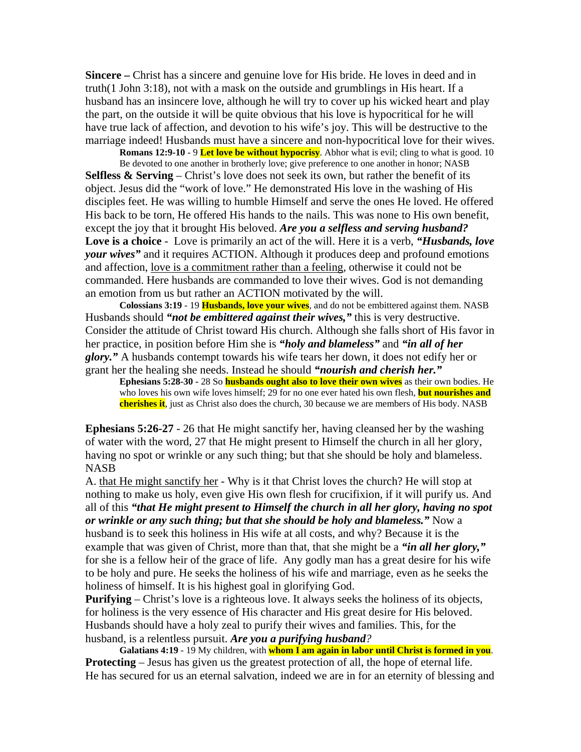**Sincere –** Christ has a sincere and genuine love for His bride. He loves in deed and in truth(1 John 3:18), not with a mask on the outside and grumblings in His heart. If a husband has an insincere love, although he will try to cover up his wicked heart and play the part, on the outside it will be quite obvious that his love is hypocritical for he will have true lack of affection, and devotion to his wife's joy. This will be destructive to the marriage indeed! Husbands must have a sincere and non-hypocritical love for their wives.

> **Romans 12:9-10** - 9 **Let love be without hypocrisy**. Abhor what is evil; cling to what is good. 10 Be devoted to one another in brotherly love; give preference to one another in honor; NASB

**Selfless & Serving** – Christ's love does not seek its own, but rather the benefit of its object. Jesus did the "work of love." He demonstrated His love in the washing of His disciples feet. He was willing to humble Himself and serve the ones He loved. He offered His back to be torn, He offered His hands to the nails. This was none to His own benefit, except the joy that it brought His beloved. ***Are you a selfless and serving husband?***

**Love is a choice** - Love is primarily an act of the will. Here it is a verb, ***"Husbands, love your wives"*** and it requires ACTION. Although it produces deep and profound emotions and affection, love is a commitment rather than a feeling, otherwise it could not be commanded. Here husbands are commanded to love their wives. God is not demanding an emotion from us but rather an ACTION motivated by the will.

> **Colossians 3:19** - 19 **Husbands, love your wives**, and do not be embittered against them. NASB

Husbands should ***"not be embittered against their wives,"*** this is very destructive. Consider the attitude of Christ toward His church. Although she falls short of His favor in her practice, in position before Him she is ***"holy and blameless"*** and ***"in all of her glory."*** A husbands contempt towards his wife tears her down, it does not edify her or grant her the healing she needs. Instead he should ***"nourish and cherish her."***

> **Ephesians 5:28-30** - 28 So **husbands ought also to love their own wives** as their own bodies. He who loves his own wife loves himself; 29 for no one ever hated his own flesh, **but nourishes and cherishes it**, just as Christ also does the church, 30 because we are members of His body. NASB

**Ephesians 5:26-27** - 26 that He might sanctify her, having cleansed her by the washing of water with the word, 27 that He might present to Himself the church in all her glory, having no spot or wrinkle or any such thing; but that she should be holy and blameless. NASB

A. that He might sanctify her - Why is it that Christ loves the church? He will stop at nothing to make us holy, even give His own flesh for crucifixion, if it will purify us. And all of this ***"that He might present to Himself the church in all her glory, having no spot or wrinkle or any such thing; but that she should be holy and blameless."*** Now a husband is to seek this holiness in His wife at all costs, and why? Because it is the example that was given of Christ, more than that, that she might be a ***"in all her glory,"*** for she is a fellow heir of the grace of life. Any godly man has a great desire for his wife to be holy and pure. He seeks the holiness of his wife and marriage, even as he seeks the holiness of himself. It is his highest goal in glorifying God.

**Purifying** – Christ's love is a righteous love. It always seeks the holiness of its objects, for holiness is the very essence of His character and His great desire for His beloved. Husbands should have a holy zeal to purify their wives and families. This, for the husband, is a relentless pursuit. ***Are you a purifying husband?***

> **Galatians 4:19** - 19 My children, with **whom I am again in labor until Christ is formed in you**.

**Protecting** – Jesus has given us the greatest protection of all, the hope of eternal life. He has secured for us an eternal salvation, indeed we are in for an eternity of blessing and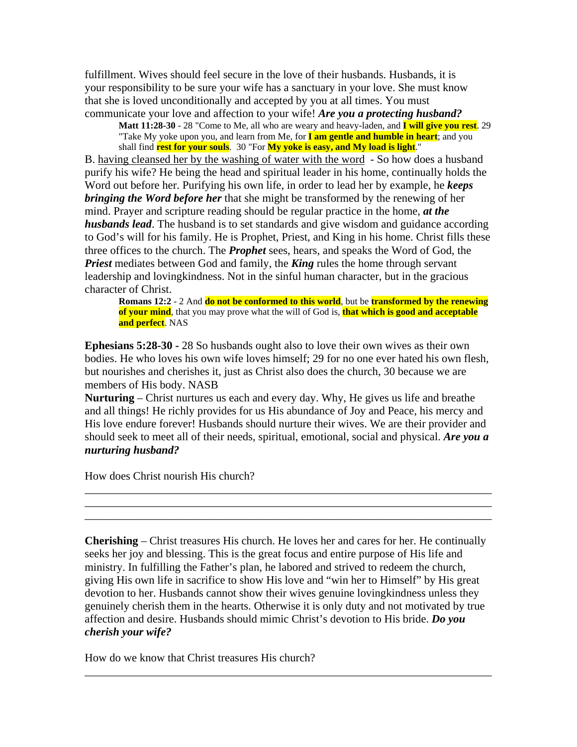fulfillment. Wives should feel secure in the love of their husbands. Husbands, it is your responsibility to be sure your wife has a sanctuary in your love. She must know that she is loved unconditionally and accepted by you at all times. You must communicate your love and affection to your wife! ***Are you a protecting husband?***

> **Matt 11:28-30** - 28 "Come to Me, all who are weary and heavy-laden, and **I will give you rest**. 29 "Take My yoke upon you, and learn from Me, for **I am gentle and humble in heart**; and you shall find **rest for your souls**. 30 "For **My yoke is easy, and My load is light**."

B. having cleansed her by the washing of water with the word - So how does a husband purify his wife? He being the head and spiritual leader in his home, continually holds the Word out before her. Purifying his own life, in order to lead her by example, he ***keeps bringing the Word before her*** that she might be transformed by the renewing of her mind. Prayer and scripture reading should be regular practice in the home, ***at the husbands lead***. The husband is to set standards and give wisdom and guidance according to God's will for his family. He is Prophet, Priest, and King in his home. Christ fills these three offices to the church. The ***Prophet*** sees, hears, and speaks the Word of God, the ***Priest*** mediates between God and family, the ***King*** rules the home through servant leadership and lovingkindness. Not in the sinful human character, but in the gracious character of Christ.

> **Romans 12:2** - 2 And **do not be conformed to this world**, but be **transformed by the renewing of your mind**, that you may prove what the will of God is, **that which is good and acceptable and perfect**. NAS

**Ephesians 5:28-30 -** 28 So husbands ought also to love their own wives as their own bodies. He who loves his own wife loves himself; 29 for no one ever hated his own flesh, but nourishes and cherishes it, just as Christ also does the church, 30 because we are members of His body. NASB

**Nurturing** – Christ nurtures us each and every day. Why, He gives us life and breathe and all things! He richly provides for us His abundance of Joy and Peace, his mercy and His love endure forever! Husbands should nurture their wives. We are their provider and should seek to meet all of their needs, spiritual, emotional, social and physical. ***Are you a nurturing husband?***

How does Christ nourish His church?

\_\_\_\_\_\_\_\_\_\_\_\_\_\_\_\_\_\_\_\_\_\_\_\_\_\_\_\_\_\_\_\_\_\_\_\_\_\_\_\_\_\_\_\_\_\_\_\_\_\_\_\_\_\_\_\_\_\_\_\_\_\_\_\_\_\_\_\_
\_\_\_\_\_\_\_\_\_\_\_\_\_\_\_\_\_\_\_\_\_\_\_\_\_\_\_\_\_\_\_\_\_\_\_\_\_\_\_\_\_\_\_\_\_\_\_\_\_\_\_\_\_\_\_\_\_\_\_\_\_\_\_\_\_\_\_\_
\_\_\_\_\_\_\_\_\_\_\_\_\_\_\_\_\_\_\_\_\_\_\_\_\_\_\_\_\_\_\_\_\_\_\_\_\_\_\_\_\_\_\_\_\_\_\_\_\_\_\_\_\_\_\_\_\_\_\_\_\_\_\_\_\_\_\_\_

**Cherishing** – Christ treasures His church. He loves her and cares for her. He continually seeks her joy and blessing. This is the great focus and entire purpose of His life and ministry. In fulfilling the Father's plan, he labored and strived to redeem the church, giving His own life in sacrifice to show His love and "win her to Himself" by His great devotion to her. Husbands cannot show their wives genuine lovingkindness unless they genuinely cherish them in the hearts. Otherwise it is only duty and not motivated by true affection and desire. Husbands should mimic Christ's devotion to His bride. ***Do you cherish your wife?***

How do we know that Christ treasures His church?

\_\_\_\_\_\_\_\_\_\_\_\_\_\_\_\_\_\_\_\_\_\_\_\_\_\_\_\_\_\_\_\_\_\_\_\_\_\_\_\_\_\_\_\_\_\_\_\_\_\_\_\_\_\_\_\_\_\_\_\_\_\_\_\_\_\_\_\_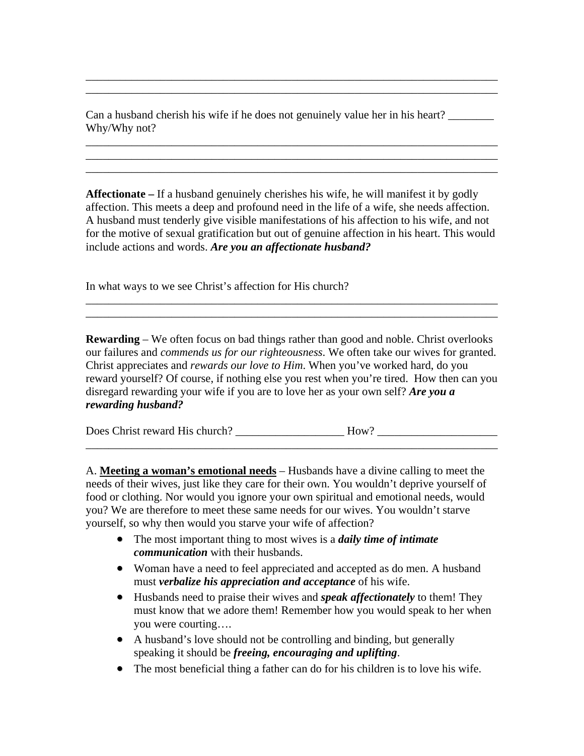\_\_\_\_\_\_\_\_\_\_\_\_\_\_\_\_\_\_\_\_\_\_\_\_\_\_\_\_\_\_\_\_\_\_\_\_\_\_\_\_\_\_\_\_\_\_\_\_\_\_\_\_\_\_\_\_\_\_\_\_\_\_\_\_\_\_\_\_\_\_\_\_\_\_\_\_\_\_
\_\_\_\_\_\_\_\_\_\_\_\_\_\_\_\_\_\_\_\_\_\_\_\_\_\_\_\_\_\_\_\_\_\_\_\_\_\_\_\_\_\_\_\_\_\_\_\_\_\_\_\_\_\_\_\_\_\_\_\_\_\_\_\_\_\_\_\_\_\_\_\_\_\_\_\_\_\_

Can a husband cherish his wife if he does not genuinely value her in his heart? \_\_\_\_\_\_\_\_
Why/Why not?

\_\_\_\_\_\_\_\_\_\_\_\_\_\_\_\_\_\_\_\_\_\_\_\_\_\_\_\_\_\_\_\_\_\_\_\_\_\_\_\_\_\_\_\_\_\_\_\_\_\_\_\_\_\_\_\_\_\_\_\_\_\_\_\_\_\_\_\_\_\_\_\_\_\_\_\_\_\_
\_\_\_\_\_\_\_\_\_\_\_\_\_\_\_\_\_\_\_\_\_\_\_\_\_\_\_\_\_\_\_\_\_\_\_\_\_\_\_\_\_\_\_\_\_\_\_\_\_\_\_\_\_\_\_\_\_\_\_\_\_\_\_\_\_\_\_\_\_\_\_\_\_\_\_\_\_\_
\_\_\_\_\_\_\_\_\_\_\_\_\_\_\_\_\_\_\_\_\_\_\_\_\_\_\_\_\_\_\_\_\_\_\_\_\_\_\_\_\_\_\_\_\_\_\_\_\_\_\_\_\_\_\_\_\_\_\_\_\_\_\_\_\_\_\_\_\_\_\_\_\_\_\_\_\_\_

**Affectionate –** If a husband genuinely cherishes his wife, he will manifest it by godly affection. This meets a deep and profound need in the life of a wife, she needs affection. A husband must tenderly give visible manifestations of his affection to his wife, and not for the motive of sexual gratification but out of genuine affection in his heart. This would include actions and words. ***Are you an affectionate husband?***

In what ways to we see Christ's affection for His church?

\_\_\_\_\_\_\_\_\_\_\_\_\_\_\_\_\_\_\_\_\_\_\_\_\_\_\_\_\_\_\_\_\_\_\_\_\_\_\_\_\_\_\_\_\_\_\_\_\_\_\_\_\_\_\_\_\_\_\_\_\_\_\_\_\_\_\_\_\_\_\_\_\_\_\_\_\_\_
\_\_\_\_\_\_\_\_\_\_\_\_\_\_\_\_\_\_\_\_\_\_\_\_\_\_\_\_\_\_\_\_\_\_\_\_\_\_\_\_\_\_\_\_\_\_\_\_\_\_\_\_\_\_\_\_\_\_\_\_\_\_\_\_\_\_\_\_\_\_\_\_\_\_\_\_\_\_

**Rewarding** – We often focus on bad things rather than good and noble. Christ overlooks our failures and *commends us for our righteousness*. We often take our wives for granted. Christ appreciates and *rewards our love to Him*. When you've worked hard, do you reward yourself? Of course, if nothing else you rest when you're tired. How then can you disregard rewarding your wife if you are to love her as your own self? ***Are you a rewarding husband?***

Does Christ reward His church? \_\_\_\_\_\_\_\_\_\_\_\_\_\_\_\_\_\_\_ How? \_\_\_\_\_\_\_\_\_\_\_\_\_\_\_\_\_\_\_\_\_
\_\_\_\_\_\_\_\_\_\_\_\_\_\_\_\_\_\_\_\_\_\_\_\_\_\_\_\_\_\_\_\_\_\_\_\_\_\_\_\_\_\_\_\_\_\_\_\_\_\_\_\_\_\_\_\_\_\_\_\_\_\_\_\_\_\_\_\_\_\_\_\_\_\_\_\_\_\_

A. **<u>Meeting a woman's emotional needs</u>** – Husbands have a divine calling to meet the needs of their wives, just like they care for their own. You wouldn't deprive yourself of food or clothing. Nor would you ignore your own spiritual and emotional needs, would you? We are therefore to meet these same needs for our wives. You wouldn't starve yourself, so why then would you starve your wife of affection?

- The most important thing to most wives is a ***daily time of intimate communication*** with their husbands.
- Woman have a need to feel appreciated and accepted as do men. A husband must ***verbalize his appreciation and acceptance*** of his wife.
- Husbands need to praise their wives and ***speak affectionately*** to them! They must know that we adore them! Remember how you would speak to her when you were courting….
- A husband's love should not be controlling and binding, but generally speaking it should be ***freeing, encouraging and uplifting***.
- The most beneficial thing a father can do for his children is to love his wife.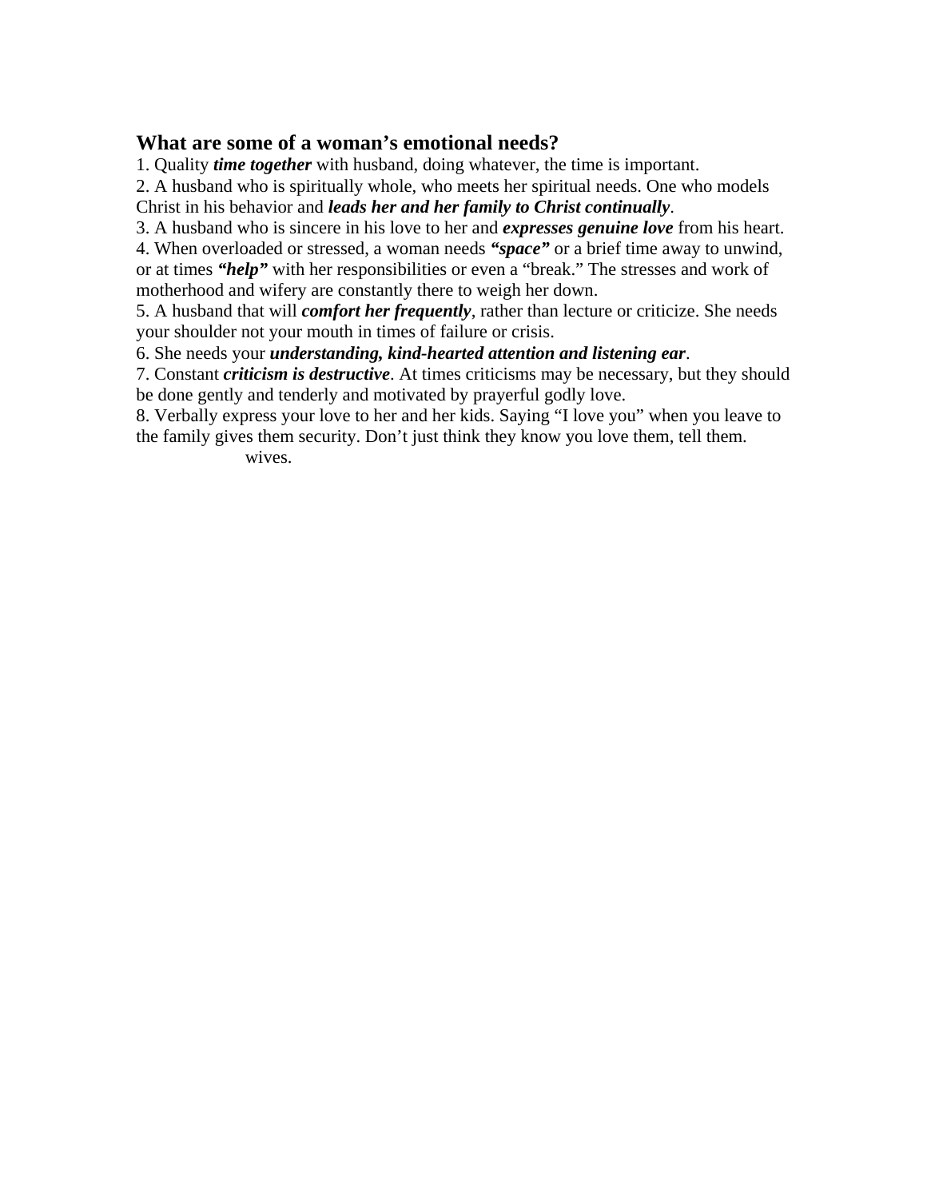### What are some of a woman's emotional needs?

1. Quality ***time together*** with husband, doing whatever, the time is important.
2. A husband who is spiritually whole, who meets her spiritual needs. One who models Christ in his behavior and ***leads her and her family to Christ continually***.
3. A husband who is sincere in his love to her and ***expresses genuine love*** from his heart.
4. When overloaded or stressed, a woman needs ***"space"*** or a brief time away to unwind, or at times ***"help"*** with her responsibilities or even a "break." The stresses and work of motherhood and wifery are constantly there to weigh her down.
5. A husband that will ***comfort her frequently***, rather than lecture or criticize. She needs your shoulder not your mouth in times of failure or crisis.
6. She needs your ***understanding, kind-hearted attention and listening ear***.
7. Constant ***criticism is destructive***. At times criticisms may be necessary, but they should be done gently and tenderly and motivated by prayerful godly love.
8. Verbally express your love to her and her kids. Saying "I love you" when you leave to the family gives them security. Don't just think they know you love them, tell them.

wives.